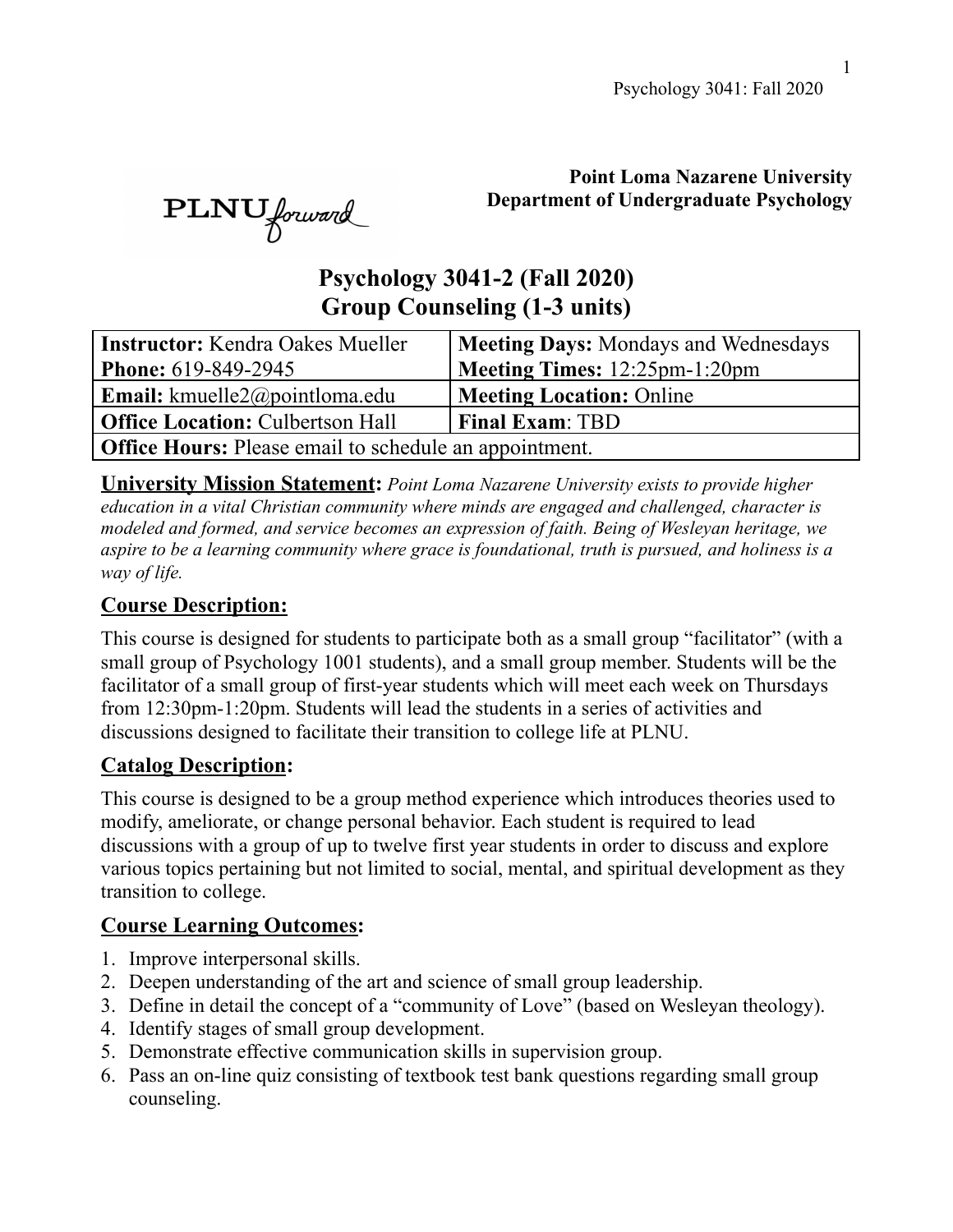**Point Loma Nazarene University**
**Department of Undergraduate Psychology**

# Psychology 3041-2 (Fall 2020)
# Group Counseling (1-3 units)

| **Instructor:** Kendra Oakes Mueller<br>**Phone:** 619-849-2945 | **Meeting Days:** Mondays and Wednesdays<br>**Meeting Times:** 12:25pm-1:20pm |
|---|---|
| **Email:** kmuelle2@pointloma.edu | **Meeting Location:** Online |
| **Office Location:** Culbertson Hall | **Final Exam**: TBD |
| **Office Hours:** Please email to schedule an appointment. | |

**University Mission Statement:** *Point Loma Nazarene University exists to provide higher education in a vital Christian community where minds are engaged and challenged, character is modeled and formed, and service becomes an expression of faith. Being of Wesleyan heritage, we aspire to be a learning community where grace is foundational, truth is pursued, and holiness is a way of life.*

## Course Description:

This course is designed for students to participate both as a small group "facilitator" (with a small group of Psychology 1001 students), and a small group member. Students will be the facilitator of a small group of first-year students which will meet each week on Thursdays from 12:30pm-1:20pm. Students will lead the students in a series of activities and discussions designed to facilitate their transition to college life at PLNU.

## Catalog Description:

This course is designed to be a group method experience which introduces theories used to modify, ameliorate, or change personal behavior. Each student is required to lead discussions with a group of up to twelve first year students in order to discuss and explore various topics pertaining but not limited to social, mental, and spiritual development as they transition to college.

## Course Learning Outcomes:

1. Improve interpersonal skills.
2. Deepen understanding of the art and science of small group leadership.
3. Define in detail the concept of a "community of Love" (based on Wesleyan theology).
4. Identify stages of small group development.
5. Demonstrate effective communication skills in supervision group.
6. Pass an on-line quiz consisting of textbook test bank questions regarding small group counseling.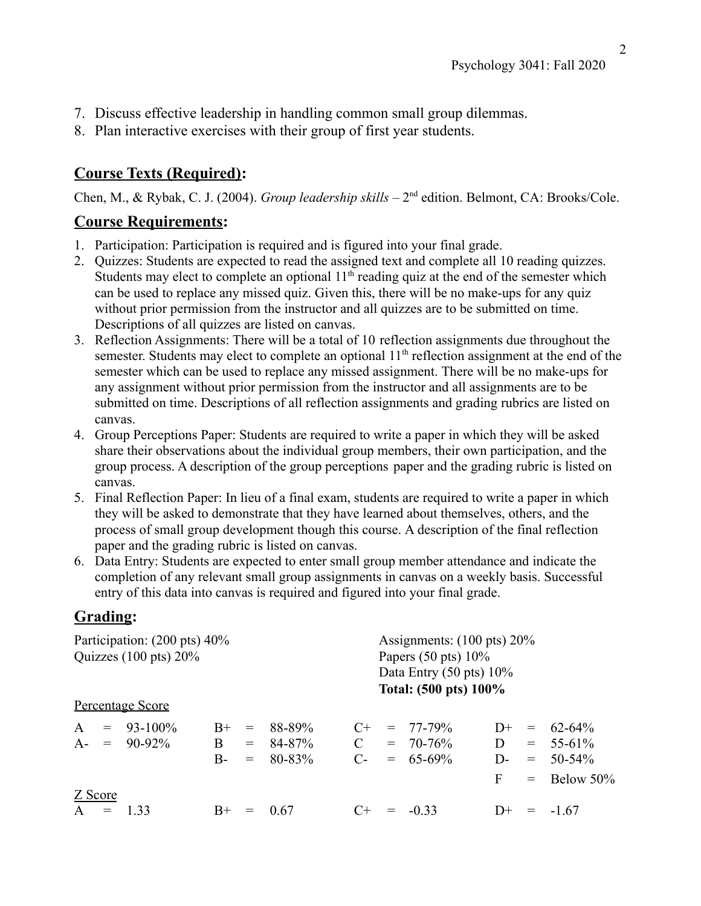7. Discuss effective leadership in handling common small group dilemmas.
8. Plan interactive exercises with their group of first year students.

## Course Texts (Required):

Chen, M., & Rybak, C. J. (2004). *Group leadership skills* – 2nd edition. Belmont, CA: Brooks/Cole.

## Course Requirements:

1. Participation: Participation is required and is figured into your final grade.
2. Quizzes: Students are expected to read the assigned text and complete all 10 reading quizzes. Students may elect to complete an optional 11th reading quiz at the end of the semester which can be used to replace any missed quiz. Given this, there will be no make-ups for any quiz without prior permission from the instructor and all quizzes are to be submitted on time. Descriptions of all quizzes are listed on canvas.
3. Reflection Assignments: There will be a total of 10 reflection assignments due throughout the semester. Students may elect to complete an optional 11th reflection assignment at the end of the semester which can be used to replace any missed assignment. There will be no make-ups for any assignment without prior permission from the instructor and all assignments are to be submitted on time. Descriptions of all reflection assignments and grading rubrics are listed on canvas.
4. Group Perceptions Paper: Students are required to write a paper in which they will be asked share their observations about the individual group members, their own participation, and the group process. A description of the group perceptions paper and the grading rubric is listed on canvas.
5. Final Reflection Paper: In lieu of a final exam, students are required to write a paper in which they will be asked to demonstrate that they have learned about themselves, others, and the process of small group development though this course. A description of the final reflection paper and the grading rubric is listed on canvas.
6. Data Entry: Students are expected to enter small group member attendance and indicate the completion of any relevant small group assignments in canvas on a weekly basis. Successful entry of this data into canvas is required and figured into your final grade.

## Grading:

Participation: (200 pts) 40%
Quizzes (100 pts) 20%
Assignments: (100 pts) 20%
Papers (50 pts) 10%
Data Entry (50 pts) 10%
**Total: (500 pts) 100%**

Percentage Score

| | | | |
|---|---|---|---|
| A = 93-100% | B+ = 88-89% | C+ = 77-79% | D+ = 62-64% |
| A- = 90-92% | B = 84-87% | C = 70-76% | D = 55-61% |
| | B- = 80-83% | C- = 65-69% | D- = 50-54% |
| | | | F = Below 50% |

Z Score

| | | | |
|---|---|---|---|
| A = 1.33 | B+ = 0.67 | C+ = -0.33 | D+ = -1.67 |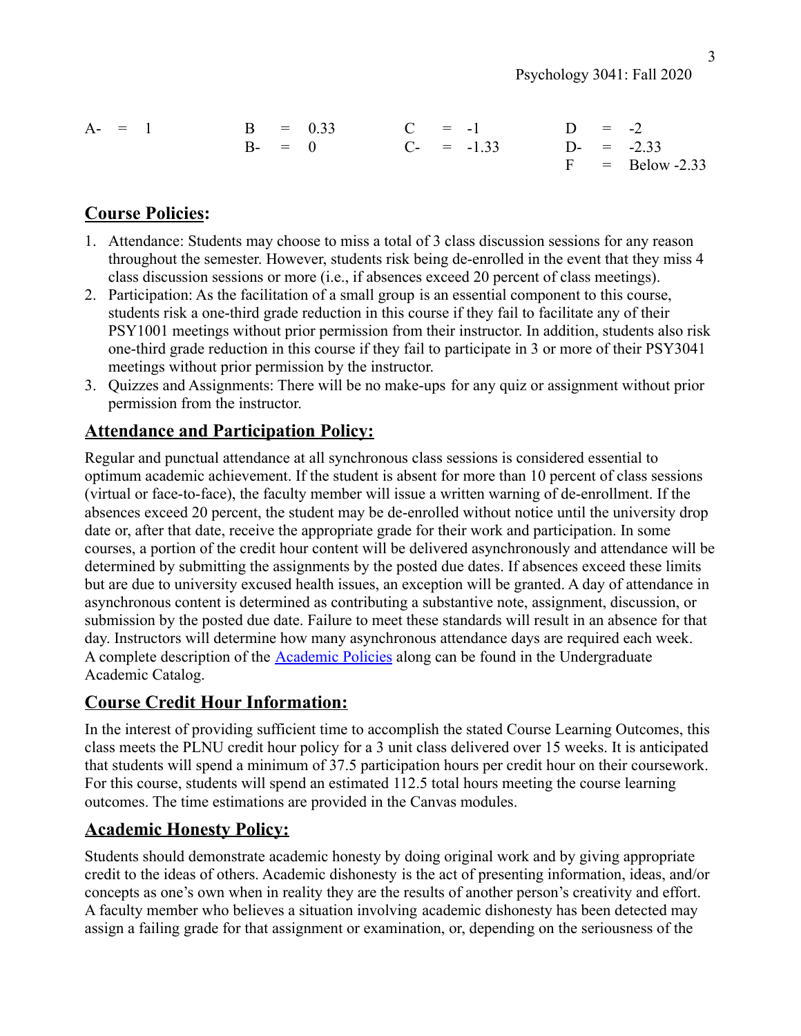| | | | |
|---|---|---|---|
| A- = 1 | B = 0.33 | C = -1 | D = -2 |
| | B- = 0 | C- = -1.33 | D- = -2.33 |
| | | | F = Below -2.33 |

## **Course Policies:**

1. Attendance: Students may choose to miss a total of 3 class discussion sessions for any reason throughout the semester. However, students risk being de-enrolled in the event that they miss 4 class discussion sessions or more (i.e., if absences exceed 20 percent of class meetings).
2. Participation: As the facilitation of a small group is an essential component to this course, students risk a one-third grade reduction in this course if they fail to facilitate any of their PSY1001 meetings without prior permission from their instructor. In addition, students also risk one-third grade reduction in this course if they fail to participate in 3 or more of their PSY3041 meetings without prior permission by the instructor.
3. Quizzes and Assignments: There will be no make-ups for any quiz or assignment without prior permission from the instructor.

## **Attendance and Participation Policy:**

Regular and punctual attendance at all synchronous class sessions is considered essential to optimum academic achievement. If the student is absent for more than 10 percent of class sessions (virtual or face-to-face), the faculty member will issue a written warning of de-enrollment. If the absences exceed 20 percent, the student may be de-enrolled without notice until the university drop date or, after that date, receive the appropriate grade for their work and participation. In some courses, a portion of the credit hour content will be delivered asynchronously and attendance will be determined by submitting the assignments by the posted due dates. If absences exceed these limits but are due to university excused health issues, an exception will be granted. A day of attendance in asynchronous content is determined as contributing a substantive note, assignment, discussion, or submission by the posted due date. Failure to meet these standards will result in an absence for that day. Instructors will determine how many asynchronous attendance days are required each week. A complete description of the [Academic Policies](#) along can be found in the Undergraduate Academic Catalog.

## **Course Credit Hour Information:**

In the interest of providing sufficient time to accomplish the stated Course Learning Outcomes, this class meets the PLNU credit hour policy for a 3 unit class delivered over 15 weeks. It is anticipated that students will spend a minimum of 37.5 participation hours per credit hour on their coursework. For this course, students will spend an estimated 112.5 total hours meeting the course learning outcomes. The time estimations are provided in the Canvas modules.

## **Academic Honesty Policy:**

Students should demonstrate academic honesty by doing original work and by giving appropriate credit to the ideas of others. Academic dishonesty is the act of presenting information, ideas, and/or concepts as one's own when in reality they are the results of another person's creativity and effort. A faculty member who believes a situation involving academic dishonesty has been detected may assign a failing grade for that assignment or examination, or, depending on the seriousness of the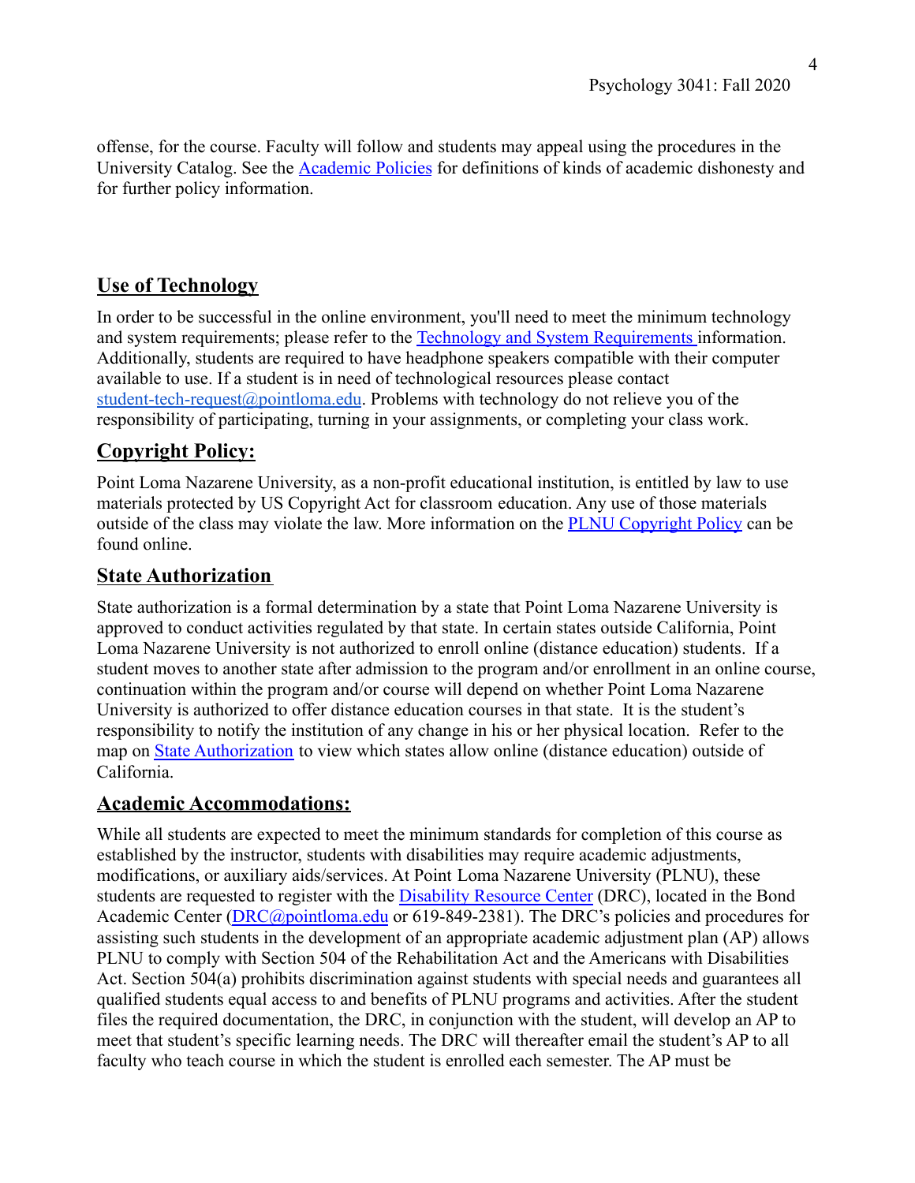offense, for the course. Faculty will follow and students may appeal using the procedures in the University Catalog. See the Academic Policies for definitions of kinds of academic dishonesty and for further policy information.

## Use of Technology

In order to be successful in the online environment, you'll need to meet the minimum technology and system requirements; please refer to the Technology and System Requirements information. Additionally, students are required to have headphone speakers compatible with their computer available to use. If a student is in need of technological resources please contact student-tech-request@pointloma.edu. Problems with technology do not relieve you of the responsibility of participating, turning in your assignments, or completing your class work.

## Copyright Policy:

Point Loma Nazarene University, as a non-profit educational institution, is entitled by law to use materials protected by US Copyright Act for classroom education. Any use of those materials outside of the class may violate the law. More information on the PLNU Copyright Policy can be found online.

## State Authorization

State authorization is a formal determination by a state that Point Loma Nazarene University is approved to conduct activities regulated by that state. In certain states outside California, Point Loma Nazarene University is not authorized to enroll online (distance education) students. If a student moves to another state after admission to the program and/or enrollment in an online course, continuation within the program and/or course will depend on whether Point Loma Nazarene University is authorized to offer distance education courses in that state. It is the student's responsibility to notify the institution of any change in his or her physical location. Refer to the map on State Authorization to view which states allow online (distance education) outside of California.

## Academic Accommodations:

While all students are expected to meet the minimum standards for completion of this course as established by the instructor, students with disabilities may require academic adjustments, modifications, or auxiliary aids/services. At Point Loma Nazarene University (PLNU), these students are requested to register with the Disability Resource Center (DRC), located in the Bond Academic Center (DRC@pointloma.edu or 619-849-2381). The DRC's policies and procedures for assisting such students in the development of an appropriate academic adjustment plan (AP) allows PLNU to comply with Section 504 of the Rehabilitation Act and the Americans with Disabilities Act. Section 504(a) prohibits discrimination against students with special needs and guarantees all qualified students equal access to and benefits of PLNU programs and activities. After the student files the required documentation, the DRC, in conjunction with the student, will develop an AP to meet that student's specific learning needs. The DRC will thereafter email the student's AP to all faculty who teach course in which the student is enrolled each semester. The AP must be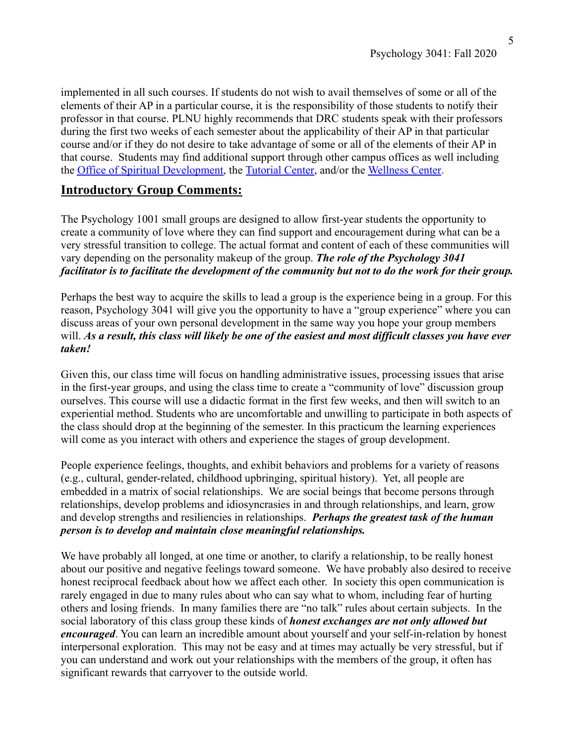implemented in all such courses. If students do not wish to avail themselves of some or all of the elements of their AP in a particular course, it is the responsibility of those students to notify their professor in that course. PLNU highly recommends that DRC students speak with their professors during the first two weeks of each semester about the applicability of their AP in that particular course and/or if they do not desire to take advantage of some or all of the elements of their AP in that course. Students may find additional support through other campus offices as well including the Office of Spiritual Development, the Tutorial Center, and/or the Wellness Center.

## Introductory Group Comments:

The Psychology 1001 small groups are designed to allow first-year students the opportunity to create a community of love where they can find support and encouragement during what can be a very stressful transition to college. The actual format and content of each of these communities will vary depending on the personality makeup of the group. ***The role of the Psychology 3041 facilitator is to facilitate the development of the community but not to do the work for their group.***

Perhaps the best way to acquire the skills to lead a group is the experience being in a group. For this reason, Psychology 3041 will give you the opportunity to have a "group experience" where you can discuss areas of your own personal development in the same way you hope your group members will. ***As a result, this class will likely be one of the easiest and most difficult classes you have ever taken!***

Given this, our class time will focus on handling administrative issues, processing issues that arise in the first-year groups, and using the class time to create a "community of love" discussion group ourselves. This course will use a didactic format in the first few weeks, and then will switch to an experiential method. Students who are uncomfortable and unwilling to participate in both aspects of the class should drop at the beginning of the semester. In this practicum the learning experiences will come as you interact with others and experience the stages of group development.

People experience feelings, thoughts, and exhibit behaviors and problems for a variety of reasons (e.g., cultural, gender-related, childhood upbringing, spiritual history). Yet, all people are embedded in a matrix of social relationships. We are social beings that become persons through relationships, develop problems and idiosyncrasies in and through relationships, and learn, grow and develop strengths and resiliencies in relationships. ***Perhaps the greatest task of the human person is to develop and maintain close meaningful relationships.***

We have probably all longed, at one time or another, to clarify a relationship, to be really honest about our positive and negative feelings toward someone. We have probably also desired to receive honest reciprocal feedback about how we affect each other. In society this open communication is rarely engaged in due to many rules about who can say what to whom, including fear of hurting others and losing friends. In many families there are "no talk" rules about certain subjects. In the social laboratory of this class group these kinds of ***honest exchanges are not only allowed but encouraged***. You can learn an incredible amount about yourself and your self-in-relation by honest interpersonal exploration. This may not be easy and at times may actually be very stressful, but if you can understand and work out your relationships with the members of the group, it often has significant rewards that carryover to the outside world.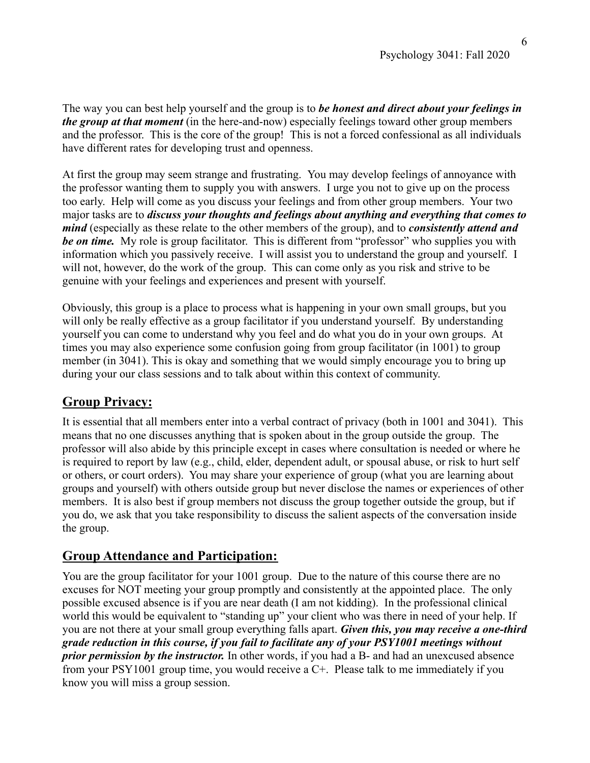The way you can best help yourself and the group is to ***be honest and direct about your feelings in the group at that moment*** (in the here-and-now) especially feelings toward other group members and the professor. This is the core of the group! This is not a forced confessional as all individuals have different rates for developing trust and openness.

At first the group may seem strange and frustrating. You may develop feelings of annoyance with the professor wanting them to supply you with answers. I urge you not to give up on the process too early. Help will come as you discuss your feelings and from other group members. Your two major tasks are to ***discuss your thoughts and feelings about anything and everything that comes to mind*** (especially as these relate to the other members of the group), and to ***consistently attend and be on time.*** My role is group facilitator. This is different from "professor" who supplies you with information which you passively receive. I will assist you to understand the group and yourself. I will not, however, do the work of the group. This can come only as you risk and strive to be genuine with your feelings and experiences and present with yourself.

Obviously, this group is a place to process what is happening in your own small groups, but you will only be really effective as a group facilitator if you understand yourself. By understanding yourself you can come to understand why you feel and do what you do in your own groups. At times you may also experience some confusion going from group facilitator (in 1001) to group member (in 3041). This is okay and something that we would simply encourage you to bring up during your our class sessions and to talk about within this context of community.

## Group Privacy:

It is essential that all members enter into a verbal contract of privacy (both in 1001 and 3041). This means that no one discusses anything that is spoken about in the group outside the group. The professor will also abide by this principle except in cases where consultation is needed or where he is required to report by law (e.g., child, elder, dependent adult, or spousal abuse, or risk to hurt self or others, or court orders). You may share your experience of group (what you are learning about groups and yourself) with others outside group but never disclose the names or experiences of other members. It is also best if group members not discuss the group together outside the group, but if you do, we ask that you take responsibility to discuss the salient aspects of the conversation inside the group.

## Group Attendance and Participation:

You are the group facilitator for your 1001 group. Due to the nature of this course there are no excuses for NOT meeting your group promptly and consistently at the appointed place. The only possible excused absence is if you are near death (I am not kidding). In the professional clinical world this would be equivalent to "standing up" your client who was there in need of your help. If you are not there at your small group everything falls apart. ***Given this, you may receive a one-third grade reduction in this course, if you fail to facilitate any of your PSY1001 meetings without prior permission by the instructor.*** In other words, if you had a B- and had an unexcused absence from your PSY1001 group time, you would receive a C+. Please talk to me immediately if you know you will miss a group session.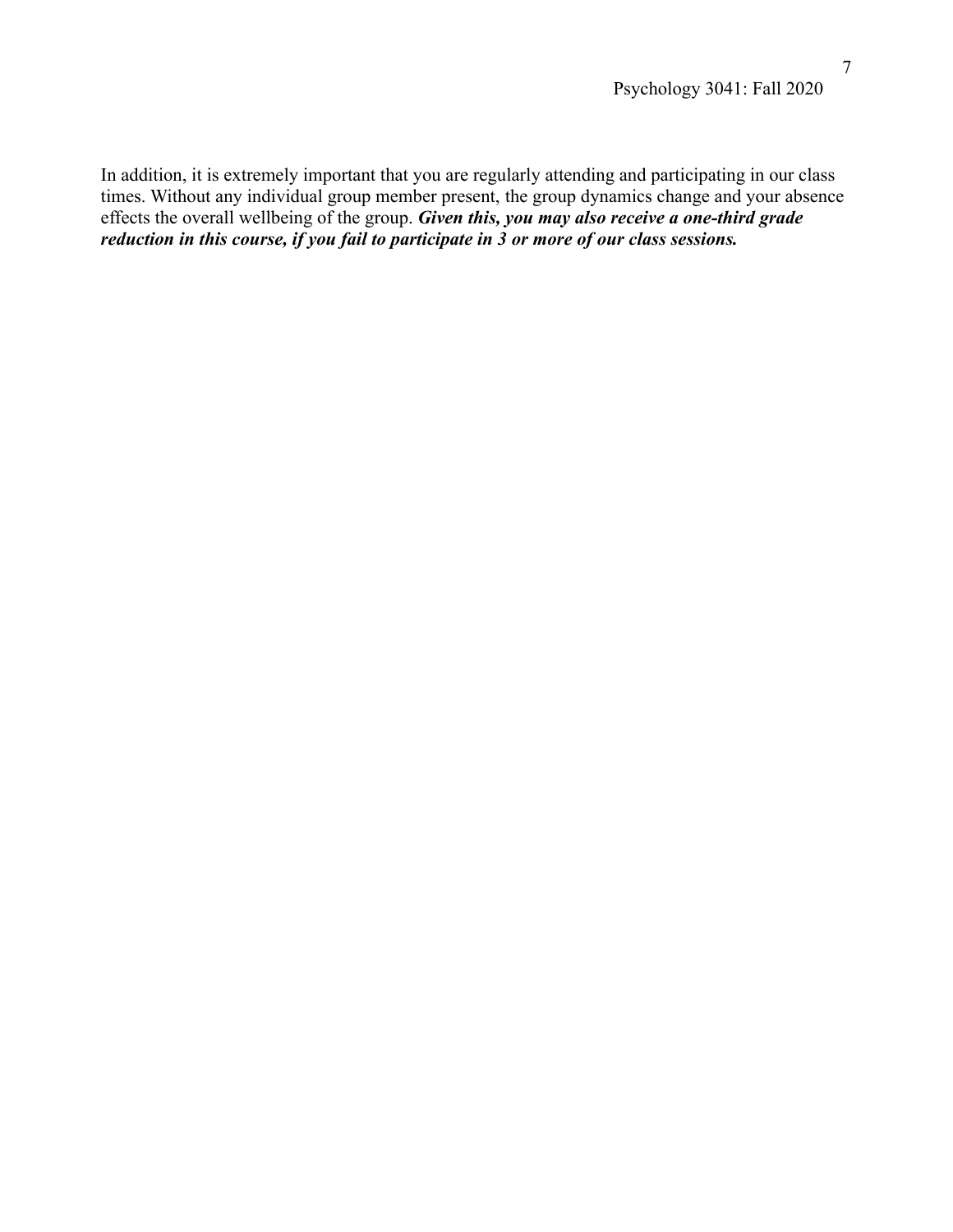In addition, it is extremely important that you are regularly attending and participating in our class times. Without any individual group member present, the group dynamics change and your absence effects the overall wellbeing of the group. ***Given this, you may also receive a one-third grade reduction in this course, if you fail to participate in 3 or more of our class sessions.***